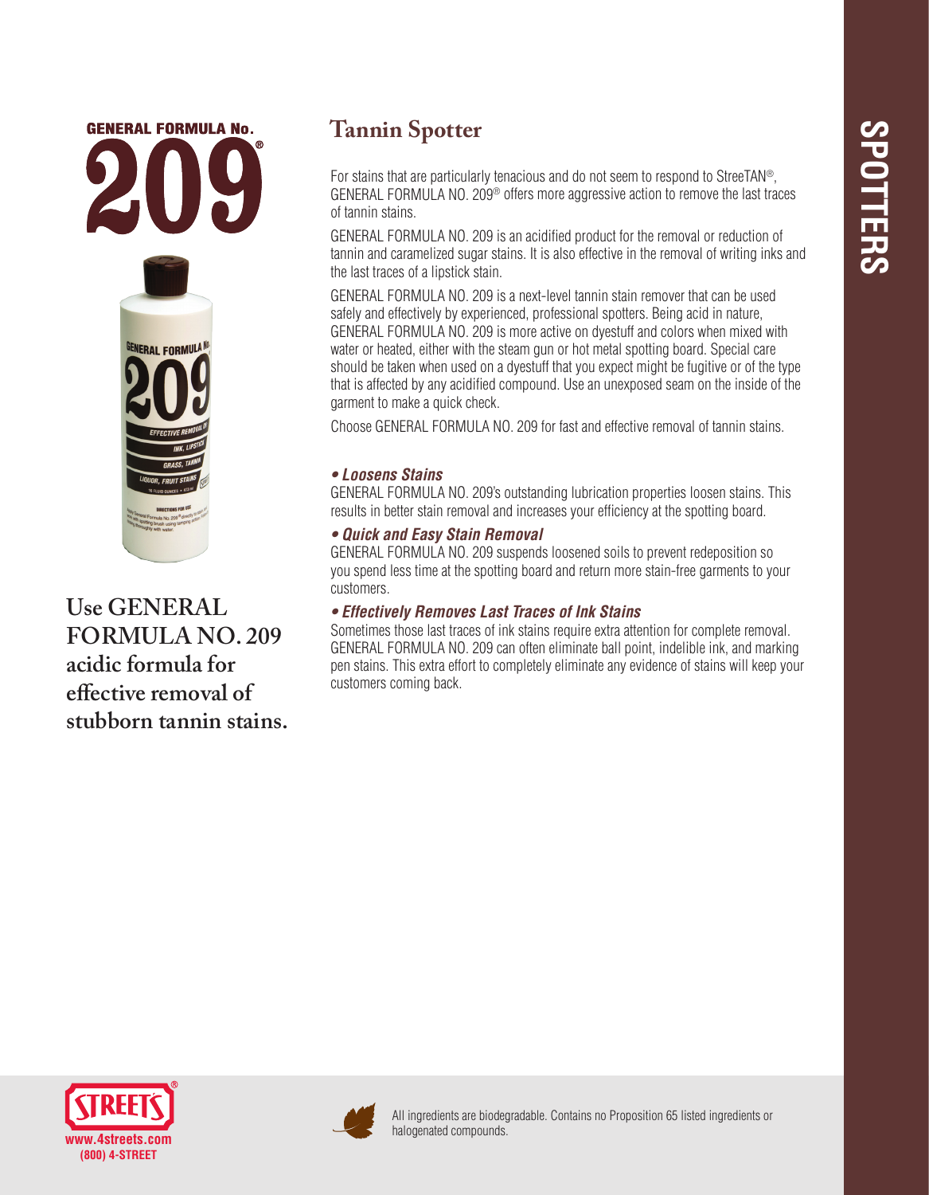# Tannin Spotter

For stains that are particularly tenacious and do not seem to respond to StreeTAN®, GENERAL FORMULA NO. 209® offers more aggressive action to remove the last traces of tannin stains.

GENERAL FORMULA NO. 209 is an acidified product for the removal or reduction of tannin and caramelized sugar stains. It is also effective in the removal of writing inks and the last traces of a lipstick stain.

GENERAL FORMULA NO. 209 is a next-level tannin stain remover that can be used safely and effectively by experienced, professional spotters. Being acid in nature, GENERAL FORMULA NO. 209 is more active on dyestuff and colors when mixed with water or heated, either with the steam gun or hot metal spotting board. Special care should be taken when used on a dyestuff that you expect might be fugitive or of the type that is affected by any acidified compound. Use an unexposed seam on the inside of the garment to make a quick check.

Choose GENERAL FORMULA NO. 209 for fast and effective removal of tannin stains.

***• Loosens Stains***

GENERAL FORMULA NO. 209's outstanding lubrication properties loosen stains. This results in better stain removal and increases your efficiency at the spotting board.

***• Quick and Easy Stain Removal***

GENERAL FORMULA NO. 209 suspends loosened soils to prevent redeposition so you spend less time at the spotting board and return more stain-free garments to your customers.

***• Effectively Removes Last Traces of Ink Stains***

Sometimes those last traces of ink stains require extra attention for complete removal. GENERAL FORMULA NO. 209 can often eliminate ball point, indelible ink, and marking pen stains. This extra effort to completely eliminate any evidence of stains will keep your customers coming back.

**Use GENERAL FORMULA NO. 209 acidic formula for effective removal of stubborn tannin stains.**

All ingredients are biodegradable. Contains no Proposition 65 listed ingredients or halogenated compounds.

www.4streets.com
(800) 4-STREET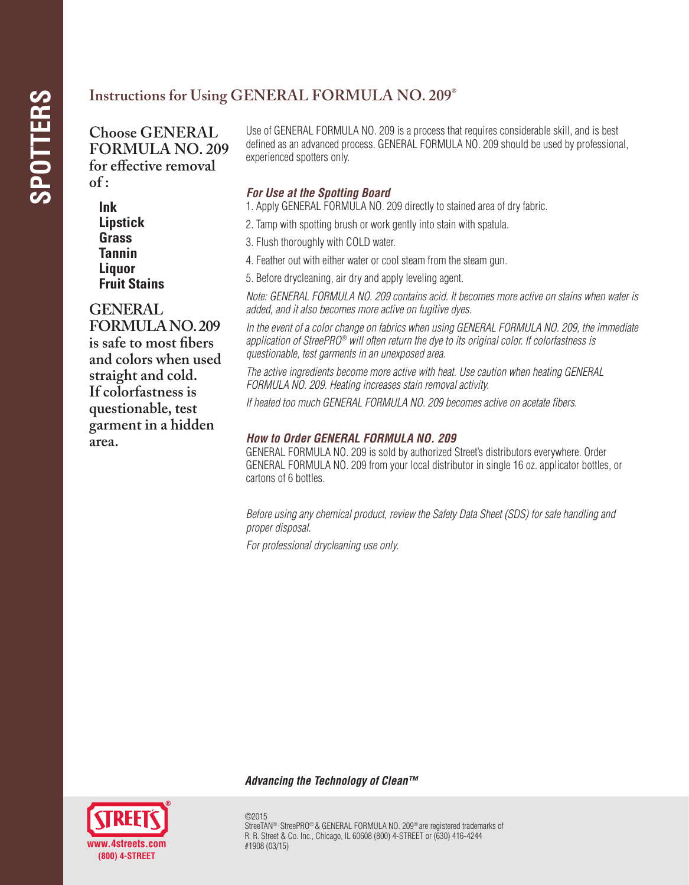# Instructions for Using GENERAL FORMULA NO. 209®

## Choose GENERAL FORMULA NO. 209 for effective removal of :

**Ink**
**Lipstick**
**Grass**
**Tannin**
**Liquor**
**Fruit Stains**

**GENERAL FORMULA NO. 209 is safe to most fibers and colors when used straight and cold. If colorfastness is questionable, test garment in a hidden area.**

Use of GENERAL FORMULA NO. 209 is a process that requires considerable skill, and is best defined as an advanced process. GENERAL FORMULA NO. 209 should be used by professional, experienced spotters only.

### *For Use at the Spotting Board*

1. Apply GENERAL FORMULA NO. 209 directly to stained area of dry fabric.
2. Tamp with spotting brush or work gently into stain with spatula.
3. Flush thoroughly with COLD water.
4. Feather out with either water or cool steam from the steam gun.
5. Before drycleaning, air dry and apply leveling agent.

*Note: GENERAL FORMULA NO. 209 contains acid. It becomes more active on stains when water is added, and it also becomes more active on fugitive dyes.*

*In the event of a color change on fabrics when using GENERAL FORMULA NO. 209, the immediate application of StreePRO® will often return the dye to its original color. If colorfastness is questionable, test garments in an unexposed area.*

*The active ingredients become more active with heat. Use caution when heating GENERAL FORMULA NO. 209. Heating increases stain removal activity.*

*If heated too much GENERAL FORMULA NO. 209 becomes active on acetate fibers.*

### *How to Order GENERAL FORMULA NO. 209*

GENERAL FORMULA NO. 209 is sold by authorized Street's distributors everywhere. Order GENERAL FORMULA NO. 209 from your local distributor in single 16 oz. applicator bottles, or cartons of 6 bottles.

*Before using any chemical product, review the Safety Data Sheet (SDS) for safe handling and proper disposal.*

*For professional drycleaning use only.*

***Advancing the Technology of Clean™***

STREET'S®
www.4streets.com
(800) 4-STREET

©2015
StreeTAN®, StreePRO® & GENERAL FORMULA NO. 209® are registered trademarks of R. R. Street & Co. Inc., Chicago, IL 60608 (800) 4-STREET or (630) 416-4244
#1908 (03/15)